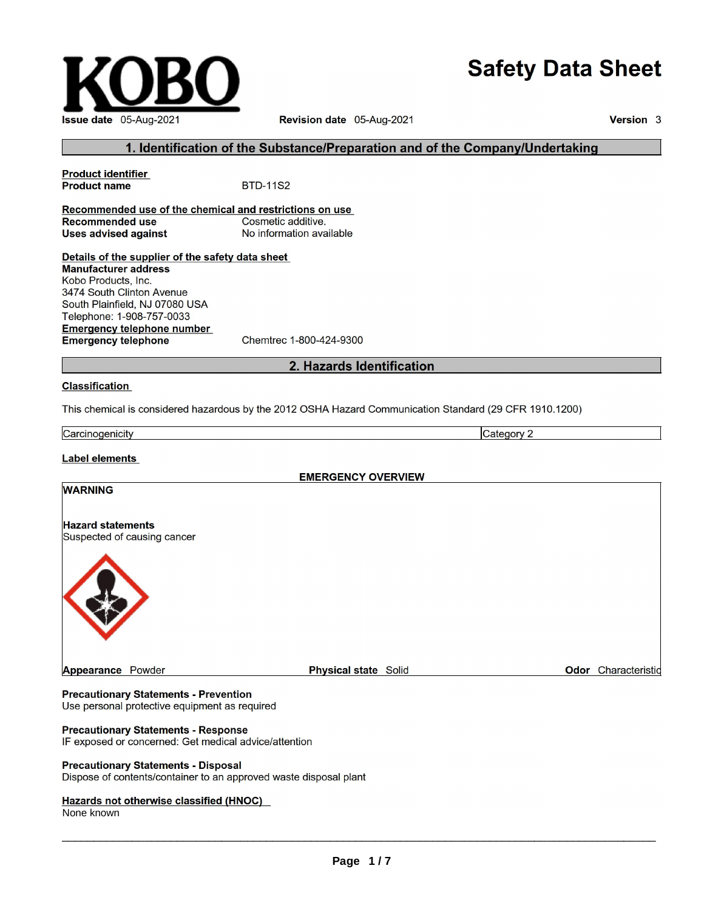KOBO

# Safety Data Sheet

**Issue date** 05-Aug-2021 **Revision date** 05-Aug-2021 **Version** 3

## 1. Identification of the Substance/Preparation and of the Company/Undertaking

**Product identifier**
**Product name** BTD-11S2

**Recommended use of the chemical and restrictions on use**
**Recommended use** Cosmetic additive.
**Uses advised against** No information available

**Details of the supplier of the safety data sheet**
**Manufacturer address**
Kobo Products, Inc.
3474 South Clinton Avenue
South Plainfield, NJ 07080 USA
Telephone: 1-908-757-0033
**Emergency telephone number**
**Emergency telephone** Chemtrec 1-800-424-9300

## 2. Hazards Identification

**Classification**

This chemical is considered hazardous by the 2012 OSHA Hazard Communication Standard (29 CFR 1910.1200)

| Carcinogenicity | Category 2 |
|---|---|

**Label elements**

**EMERGENCY OVERVIEW**

**WARNING**

**Hazard statements**
Suspected of causing cancer

**Appearance** Powder **Physical state** Solid **Odor** Characteristic

**Precautionary Statements - Prevention**
Use personal protective equipment as required

**Precautionary Statements - Response**
IF exposed or concerned: Get medical advice/attention

**Precautionary Statements - Disposal**
Dispose of contents/container to an approved waste disposal plant

**Hazards not otherwise classified (HNOC)**
None known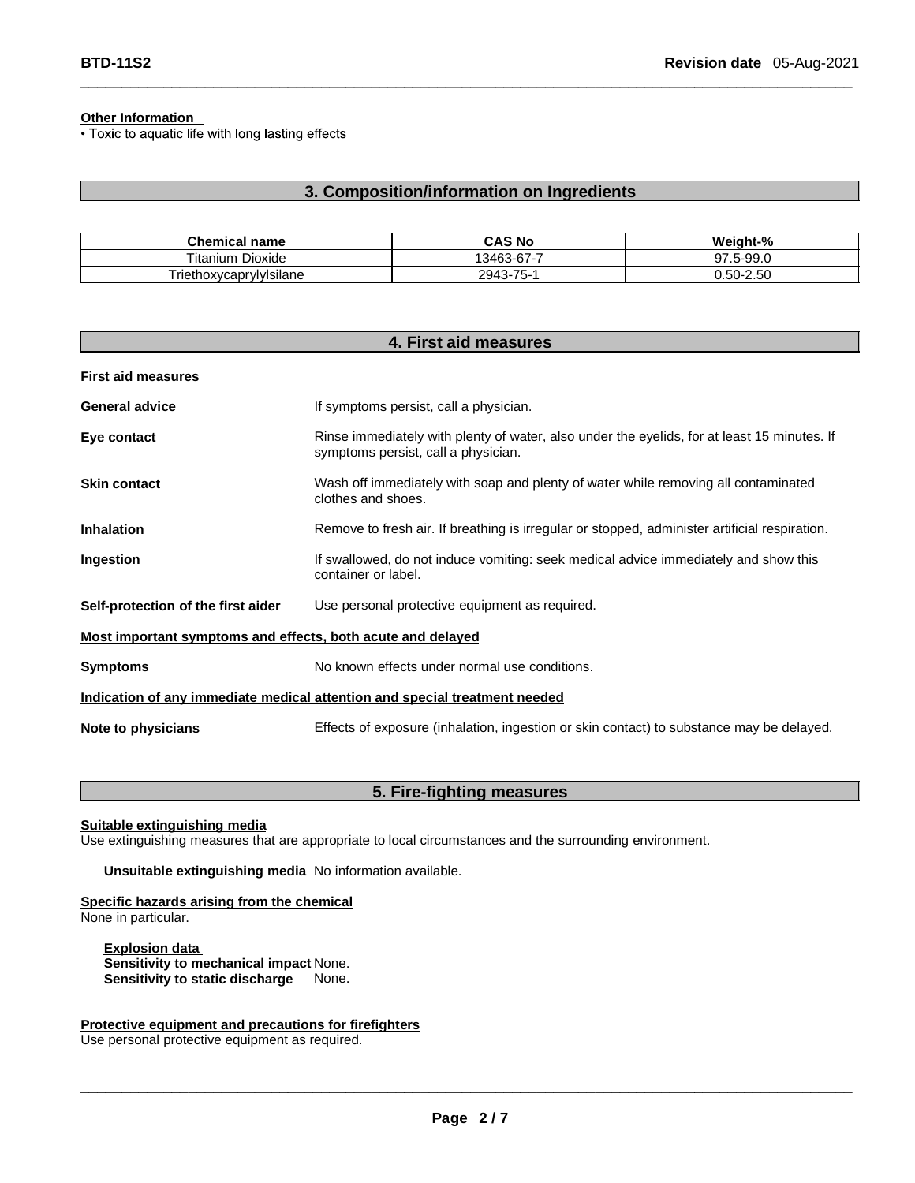**Other Information**
• Toxic to aquatic life with long lasting effects

## 3. Composition/information on Ingredients

| Chemical name | CAS No | Weight-% |
|---|---|---|
| Titanium Dioxide | 13463-67-7 | 97.5-99.0 |
| Triethoxycaprylylsilane | 2943-75-1 | 0.50-2.50 |

## 4. First aid measures

**First aid measures**

**General advice** If symptoms persist, call a physician.

**Eye contact** Rinse immediately with plenty of water, also under the eyelids, for at least 15 minutes. If symptoms persist, call a physician.

**Skin contact** Wash off immediately with soap and plenty of water while removing all contaminated clothes and shoes.

**Inhalation** Remove to fresh air. If breathing is irregular or stopped, administer artificial respiration.

**Ingestion** If swallowed, do not induce vomiting: seek medical advice immediately and show this container or label.

**Self-protection of the first aider** Use personal protective equipment as required.

**Most important symptoms and effects, both acute and delayed**

**Symptoms** No known effects under normal use conditions.

**Indication of any immediate medical attention and special treatment needed**

**Note to physicians** Effects of exposure (inhalation, ingestion or skin contact) to substance may be delayed.

## 5. Fire-fighting measures

**Suitable extinguishing media**
Use extinguishing measures that are appropriate to local circumstances and the surrounding environment.

**Unsuitable extinguishing media** No information available.

**Specific hazards arising from the chemical**
None in particular.

**Explosion data**
**Sensitivity to mechanical impact** None.
**Sensitivity to static discharge** None.

**Protective equipment and precautions for firefighters**
Use personal protective equipment as required.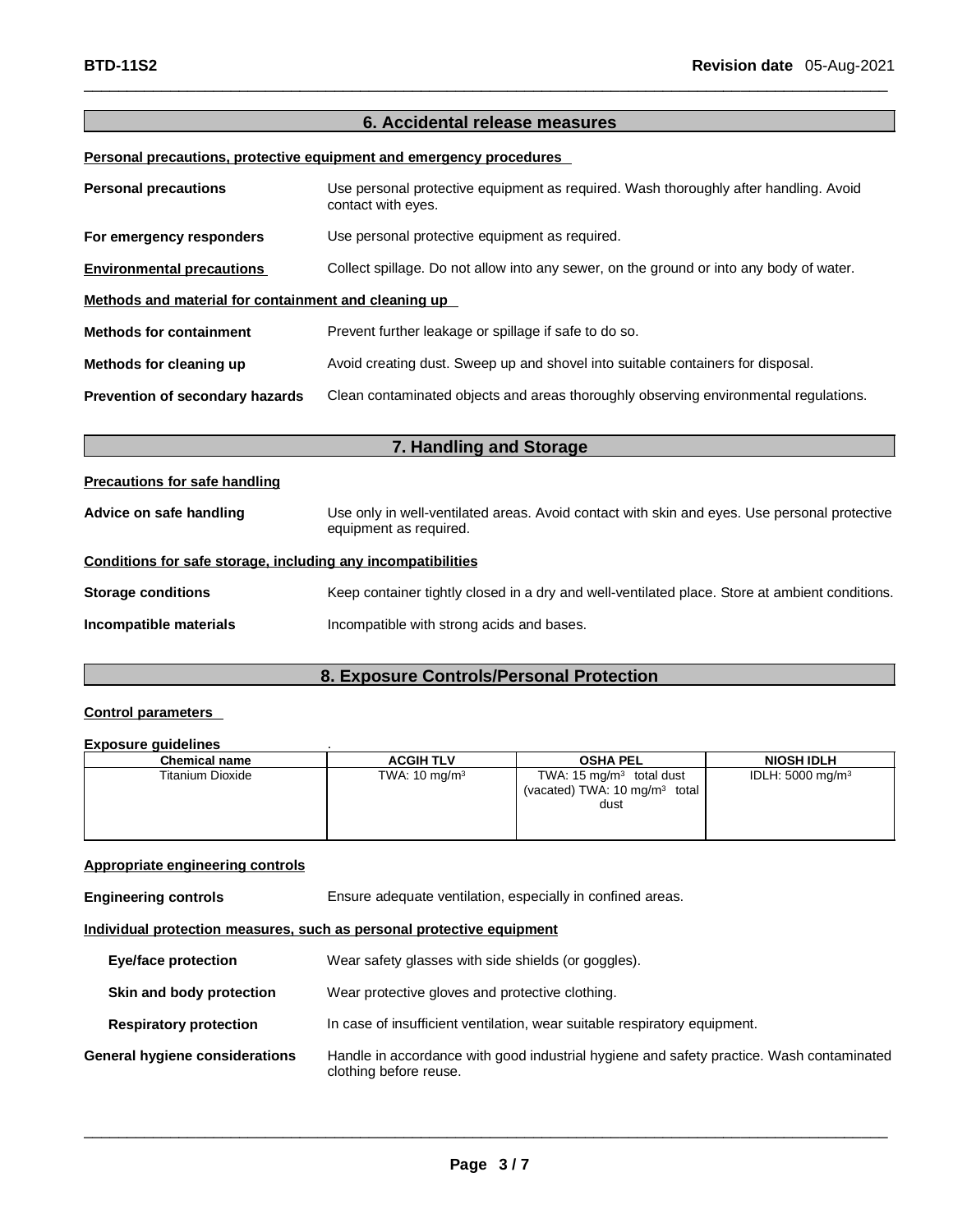## 6. Accidental release measures

**Personal precautions, protective equipment and emergency procedures**

**Personal precautions** Use personal protective equipment as required. Wash thoroughly after handling. Avoid contact with eyes.

**For emergency responders** Use personal protective equipment as required.

**Environmental precautions** Collect spillage. Do not allow into any sewer, on the ground or into any body of water.

**Methods and material for containment and cleaning up**

**Methods for containment** Prevent further leakage or spillage if safe to do so.

**Methods for cleaning up** Avoid creating dust. Sweep up and shovel into suitable containers for disposal.

**Prevention of secondary hazards** Clean contaminated objects and areas thoroughly observing environmental regulations.

## 7. Handling and Storage

**Precautions for safe handling**

**Advice on safe handling** Use only in well-ventilated areas. Avoid contact with skin and eyes. Use personal protective equipment as required.

**Conditions for safe storage, including any incompatibilities**

**Storage conditions** Keep container tightly closed in a dry and well-ventilated place. Store at ambient conditions.

**Incompatible materials** Incompatible with strong acids and bases.

## 8. Exposure Controls/Personal Protection

**Control parameters**

**Exposure guidelines** .

| Chemical name | ACGIH TLV | OSHA PEL | NIOSH IDLH |
|---|---|---|---|
| Titanium Dioxide | TWA: 10 mg/m³ | TWA: 15 mg/m³ total dust (vacated) TWA: 10 mg/m³ total dust | IDLH: 5000 mg/m³ |

**Appropriate engineering controls**

**Engineering controls** Ensure adequate ventilation, especially in confined areas.

**Individual protection measures, such as personal protective equipment**

**Eye/face protection** Wear safety glasses with side shields (or goggles).

**Skin and body protection** Wear protective gloves and protective clothing.

**Respiratory protection** In case of insufficient ventilation, wear suitable respiratory equipment.

**General hygiene considerations** Handle in accordance with good industrial hygiene and safety practice. Wash contaminated clothing before reuse.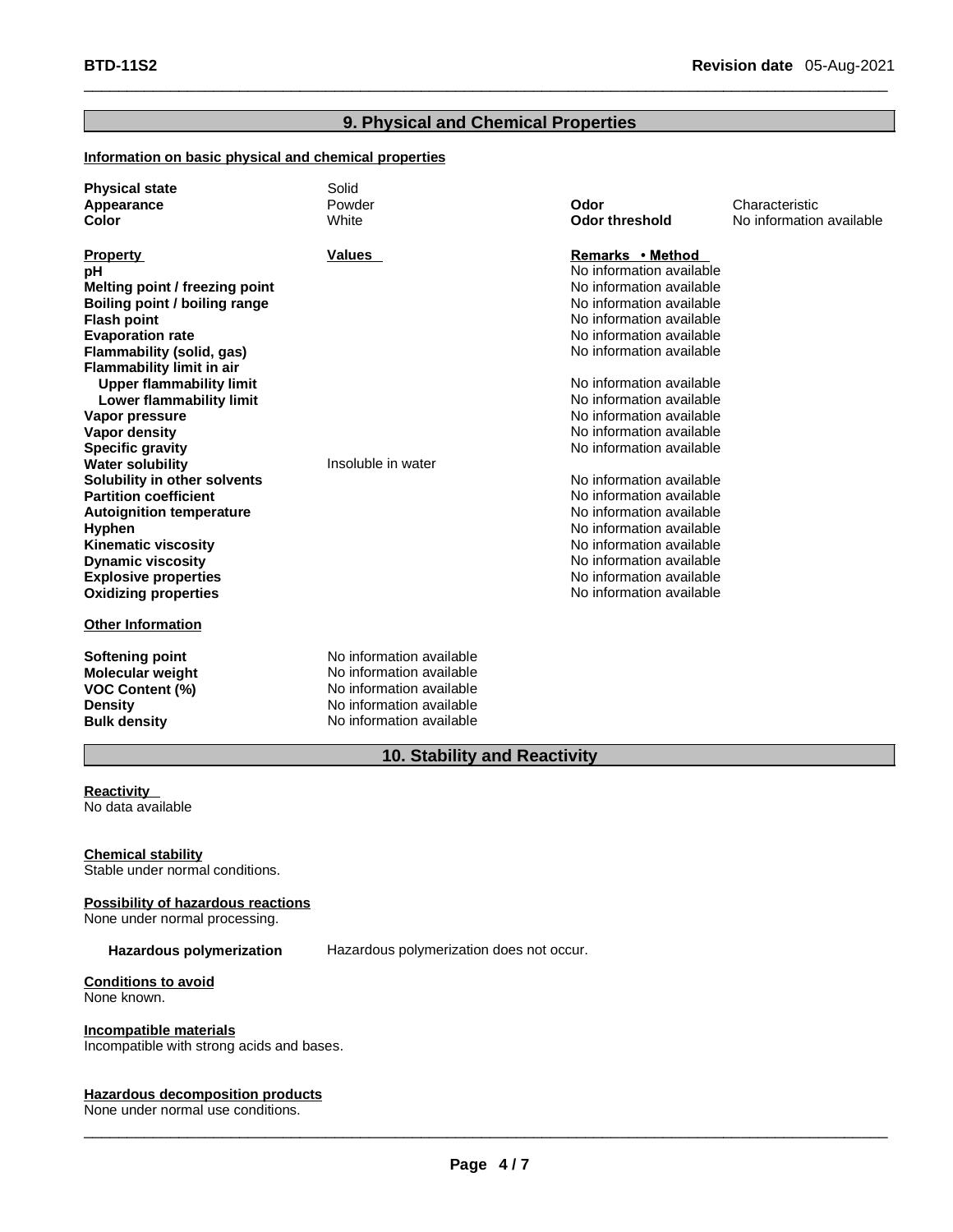## 9. Physical and Chemical Properties

### Information on basic physical and chemical properties

| | | | |
|---|---|---|---|
| **Physical state** | Solid | | |
| **Appearance** | Powder | **Odor** | Characteristic |
| **Color** | White | **Odor threshold** | No information available |

| Property | Values | Remarks • Method |
|---|---|---|
| **pH** | | No information available |
| **Melting point / freezing point** | | No information available |
| **Boiling point / boiling range** | | No information available |
| **Flash point** | | No information available |
| **Evaporation rate** | | No information available |
| **Flammability (solid, gas)** | | No information available |
| **Flammability limit in air** | | |
| **Upper flammability limit** | | No information available |
| **Lower flammability limit** | | No information available |
| **Vapor pressure** | | No information available |
| **Vapor density** | | No information available |
| **Specific gravity** | | No information available |
| **Water solubility** | Insoluble in water | |
| **Solubility in other solvents** | | No information available |
| **Partition coefficient** | | No information available |
| **Autoignition temperature** | | No information available |
| **Hyphen** | | No information available |
| **Kinematic viscosity** | | No information available |
| **Dynamic viscosity** | | No information available |
| **Explosive properties** | | No information available |
| **Oxidizing properties** | | No information available |

### Other Information

| | |
|---|---|
| **Softening point** | No information available |
| **Molecular weight** | No information available |
| **VOC Content (%)** | No information available |
| **Density** | No information available |
| **Bulk density** | No information available |

## 10. Stability and Reactivity

### Reactivity
No data available

### Chemical stability
Stable under normal conditions.

### Possibility of hazardous reactions
None under normal processing.

**Hazardous polymerization** Hazardous polymerization does not occur.

### Conditions to avoid
None known.

### Incompatible materials
Incompatible with strong acids and bases.

### Hazardous decomposition products
None under normal use conditions.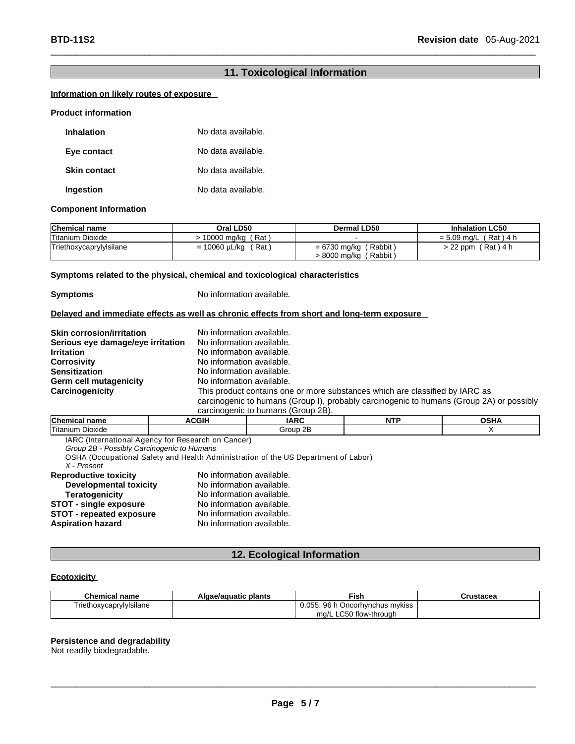## 11. Toxicological Information

**Information on likely routes of exposure**

**Product information**

**Inhalation** No data available.

**Eye contact** No data available.

**Skin contact** No data available.

**Ingestion** No data available.

**Component Information**

| Chemical name | Oral LD50 | Dermal LD50 | Inhalation LC50 |
|---|---|---|---|
| Titanium Dioxide | > 10000 mg/kg ( Rat ) | - | = 5.09 mg/L ( Rat ) 4 h |
| Triethoxycaprylylsilane | = 10060 µL/kg ( Rat ) | = 6730 mg/kg ( Rabbit )<br>> 8000 mg/kg ( Rabbit ) | > 22 ppm ( Rat ) 4 h |

**Symptoms related to the physical, chemical and toxicological characteristics**

**Symptoms** No information available.

**Delayed and immediate effects as well as chronic effects from short and long-term exposure**

**Skin corrosion/irritation** No information available.
**Serious eye damage/eye irritation** No information available.
**Irritation** No information available.
**Corrosivity** No information available.
**Sensitization** No information available.
**Germ cell mutagenicity** No information available.
**Carcinogenicity** This product contains one or more substances which are classified by IARC as carcinogenic to humans (Group I), probably carcinogenic to humans (Group 2A) or possibly carcinogenic to humans (Group 2B).

| Chemical name | ACGIH | IARC | NTP | OSHA |
|---|---|---|---|---|
| Titanium Dioxide | | Group 2B | | X |

IARC (International Agency for Research on Cancer)
*Group 2B - Possibly Carcinogenic to Humans*
OSHA (Occupational Safety and Health Administration of the US Department of Labor)
*X - Present*

**Reproductive toxicity** No information available.
**Developmental toxicity** No information available.
**Teratogenicity** No information available.
**STOT - single exposure** No information available.
**STOT - repeated exposure** No information available.
**Aspiration hazard** No information available.

## 12. Ecological Information

**Ecotoxicity**

| Chemical name | Algae/aquatic plants | Fish | Crustacea |
|---|---|---|---|
| Triethoxycaprylylsilane | | 0.055: 96 h Oncorhynchus mykiss mg/L LC50 flow-through | |

**Persistence and degradability**

Not readily biodegradable.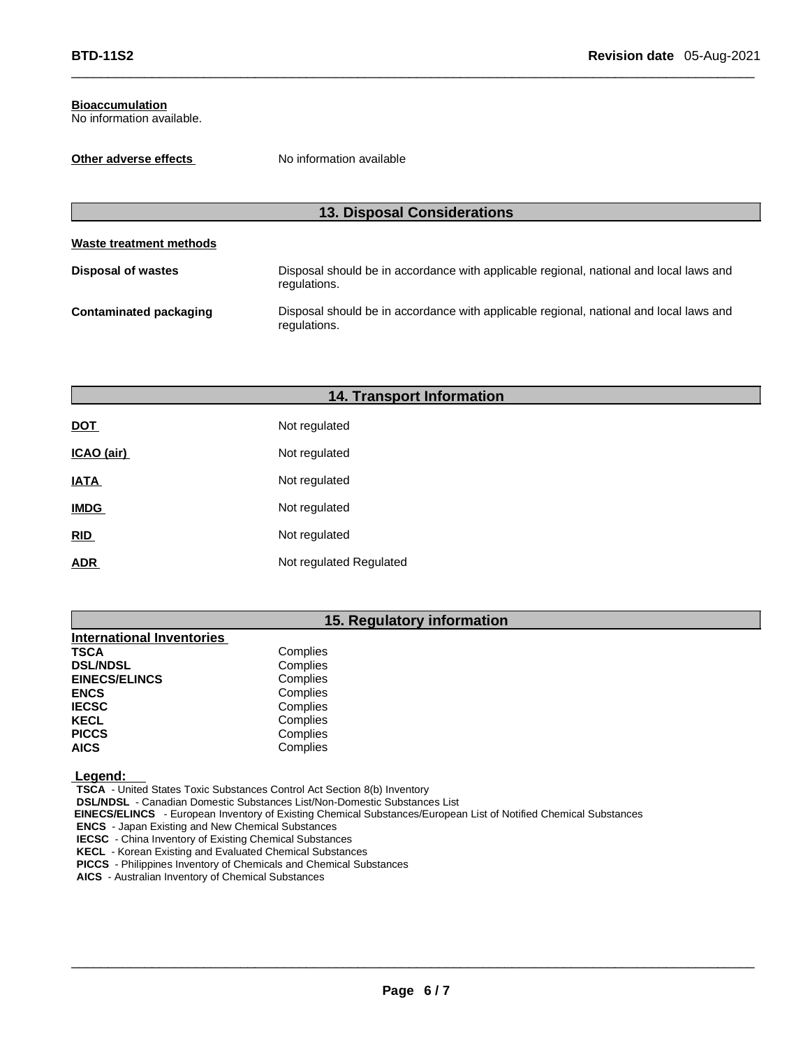**Bioaccumulation**
No information available.

**Other adverse effects** No information available

## 13. Disposal Considerations

**Waste treatment methods**

| | |
|---|---|
| **Disposal of wastes** | Disposal should be in accordance with applicable regional, national and local laws and regulations. |
| **Contaminated packaging** | Disposal should be in accordance with applicable regional, national and local laws and regulations. |

## 14. Transport Information

| | |
|---|---|
| **DOT** | Not regulated |
| **ICAO (air)** | Not regulated |
| **IATA** | Not regulated |
| **IMDG** | Not regulated |
| **RID** | Not regulated |
| **ADR** | Not regulated Regulated |

## 15. Regulatory information

**International Inventories**

| | |
|---|---|
| **TSCA** | Complies |
| **DSL/NDSL** | Complies |
| **EINECS/ELINCS** | Complies |
| **ENCS** | Complies |
| **IECSC** | Complies |
| **KECL** | Complies |
| **PICCS** | Complies |
| **AICS** | Complies |

**Legend:**
**TSCA** - United States Toxic Substances Control Act Section 8(b) Inventory
**DSL/NDSL** - Canadian Domestic Substances List/Non-Domestic Substances List
**EINECS/ELINCS** - European Inventory of Existing Chemical Substances/European List of Notified Chemical Substances
**ENCS** - Japan Existing and New Chemical Substances
**IECSC** - China Inventory of Existing Chemical Substances
**KECL** - Korean Existing and Evaluated Chemical Substances
**PICCS** - Philippines Inventory of Chemicals and Chemical Substances
**AICS** - Australian Inventory of Chemical Substances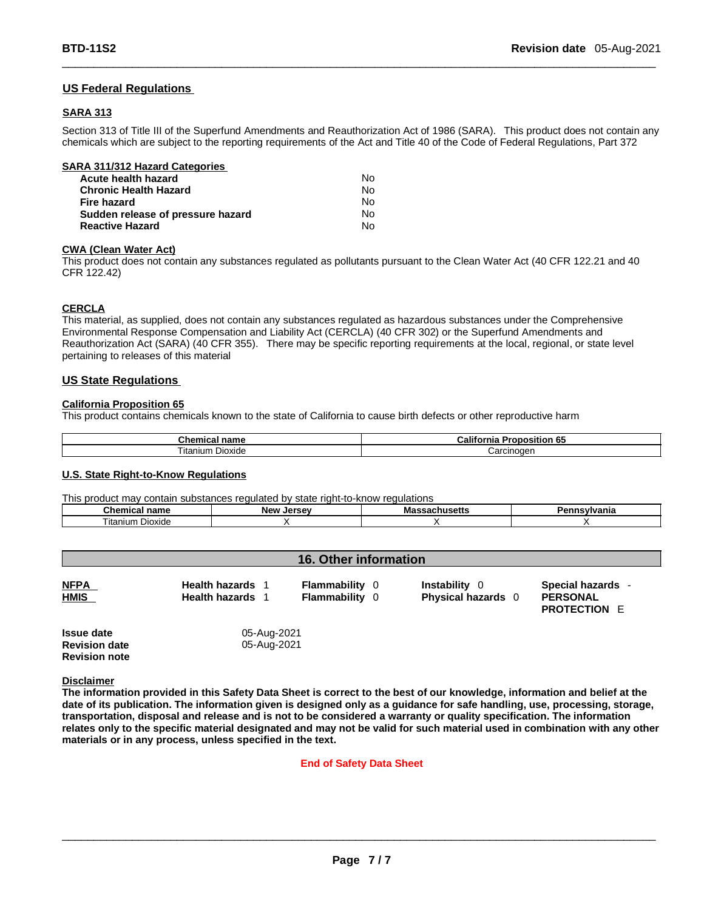## US Federal Regulations

### SARA 313

Section 313 of Title III of the Superfund Amendments and Reauthorization Act of 1986 (SARA). This product does not contain any chemicals which are subject to the reporting requirements of the Act and Title 40 of the Code of Federal Regulations, Part 372

### SARA 311/312 Hazard Categories

| | |
|---|---|
| **Acute health hazard** | No |
| **Chronic Health Hazard** | No |
| **Fire hazard** | No |
| **Sudden release of pressure hazard** | No |
| **Reactive Hazard** | No |

### CWA (Clean Water Act)

This product does not contain any substances regulated as pollutants pursuant to the Clean Water Act (40 CFR 122.21 and 40 CFR 122.42)

### CERCLA

This material, as supplied, does not contain any substances regulated as hazardous substances under the Comprehensive Environmental Response Compensation and Liability Act (CERCLA) (40 CFR 302) or the Superfund Amendments and Reauthorization Act (SARA) (40 CFR 355). There may be specific reporting requirements at the local, regional, or state level pertaining to releases of this material

## US State Regulations

### California Proposition 65

This product contains chemicals known to the state of California to cause birth defects or other reproductive harm

| Chemical name | California Proposition 65 |
|---|---|
| Titanium Dioxide | Carcinogen |

### U.S. State Right-to-Know Regulations

This product may contain substances regulated by state right-to-know regulations

| Chemical name | New Jersey | Massachusetts | Pennsylvania |
|---|---|---|---|
| Titanium Dioxide | X | X | X |

## 16. Other information

| | | | | |
|---|---|---|---|---|
| **NFPA** | **Health hazards** 1 | **Flammability** 0 | **Instability** 0 | **Special hazards** - |
| **HMIS** | **Health hazards** 1 | **Flammability** 0 | **Physical hazards** 0 | **PERSONAL PROTECTION** E |

**Issue date** 05-Aug-2021
**Revision date** 05-Aug-2021
**Revision note**

### Disclaimer

**The information provided in this Safety Data Sheet is correct to the best of our knowledge, information and belief at the date of its publication. The information given is designed only as a guidance for safe handling, use, processing, storage, transportation, disposal and release and is not to be considered a warranty or quality specification. The information relates only to the specific material designated and may not be valid for such material used in combination with any other materials or in any process, unless specified in the text.**

**End of Safety Data Sheet**